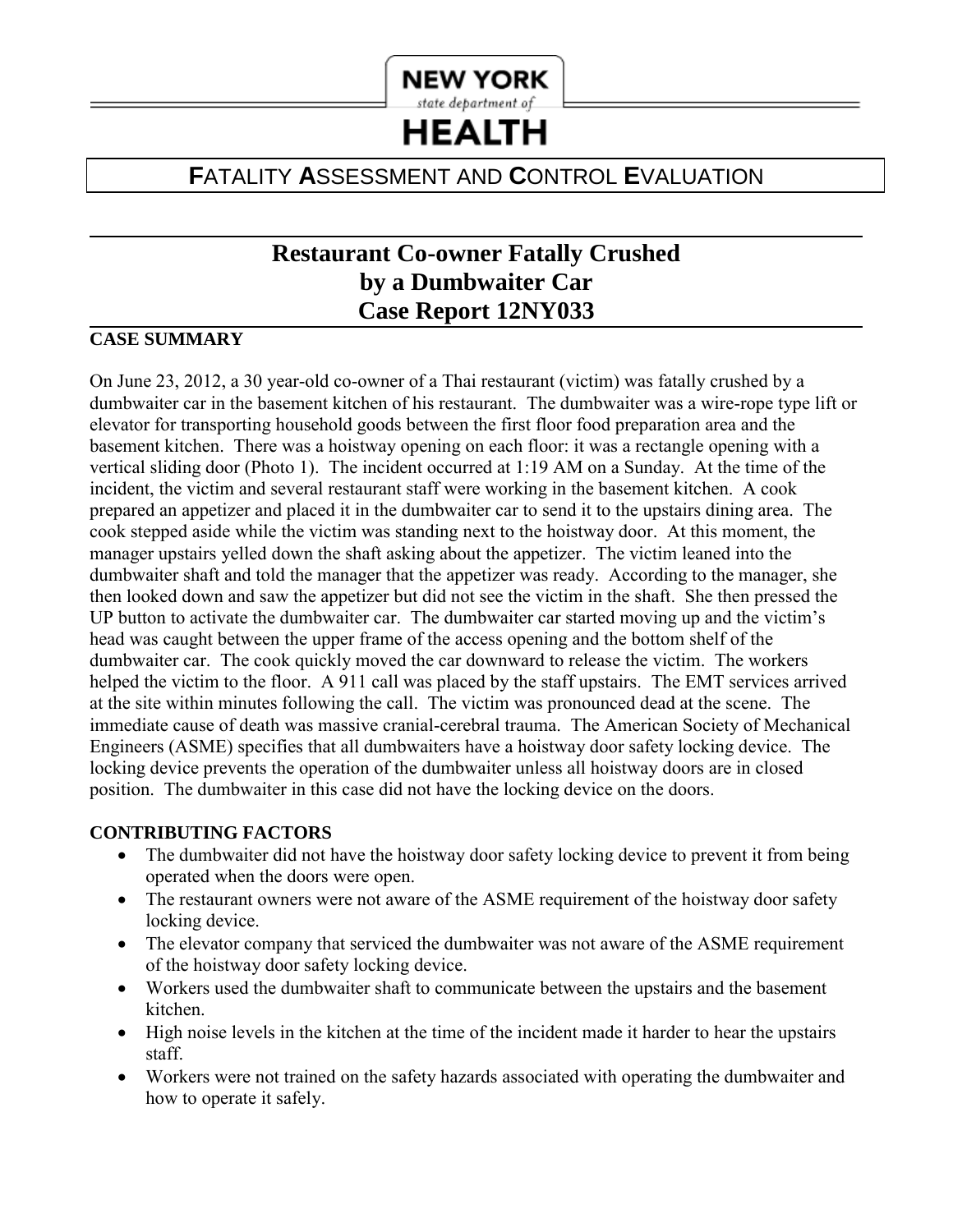NEW YORK
*state department of*
HEALTH

**F**ATALITY **A**SSESSMENT AND **C**ONTROL **E**VALUATION

# Restaurant Co-owner Fatally Crushed by a Dumbwaiter Car
# Case Report 12NY033

## CASE SUMMARY

On June 23, 2012, a 30 year-old co-owner of a Thai restaurant (victim) was fatally crushed by a dumbwaiter car in the basement kitchen of his restaurant. The dumbwaiter was a wire-rope type lift or elevator for transporting household goods between the first floor food preparation area and the basement kitchen. There was a hoistway opening on each floor: it was a rectangle opening with a vertical sliding door (Photo 1). The incident occurred at 1:19 AM on a Sunday. At the time of the incident, the victim and several restaurant staff were working in the basement kitchen. A cook prepared an appetizer and placed it in the dumbwaiter car to send it to the upstairs dining area. The cook stepped aside while the victim was standing next to the hoistway door. At this moment, the manager upstairs yelled down the shaft asking about the appetizer. The victim leaned into the dumbwaiter shaft and told the manager that the appetizer was ready. According to the manager, she then looked down and saw the appetizer but did not see the victim in the shaft. She then pressed the UP button to activate the dumbwaiter car. The dumbwaiter car started moving up and the victim's head was caught between the upper frame of the access opening and the bottom shelf of the dumbwaiter car. The cook quickly moved the car downward to release the victim. The workers helped the victim to the floor. A 911 call was placed by the staff upstairs. The EMT services arrived at the site within minutes following the call. The victim was pronounced dead at the scene. The immediate cause of death was massive cranial-cerebral trauma. The American Society of Mechanical Engineers (ASME) specifies that all dumbwaiters have a hoistway door safety locking device. The locking device prevents the operation of the dumbwaiter unless all hoistway doors are in closed position. The dumbwaiter in this case did not have the locking device on the doors.

## CONTRIBUTING FACTORS

- The dumbwaiter did not have the hoistway door safety locking device to prevent it from being operated when the doors were open.
- The restaurant owners were not aware of the ASME requirement of the hoistway door safety locking device.
- The elevator company that serviced the dumbwaiter was not aware of the ASME requirement of the hoistway door safety locking device.
- Workers used the dumbwaiter shaft to communicate between the upstairs and the basement kitchen.
- High noise levels in the kitchen at the time of the incident made it harder to hear the upstairs staff.
- Workers were not trained on the safety hazards associated with operating the dumbwaiter and how to operate it safely.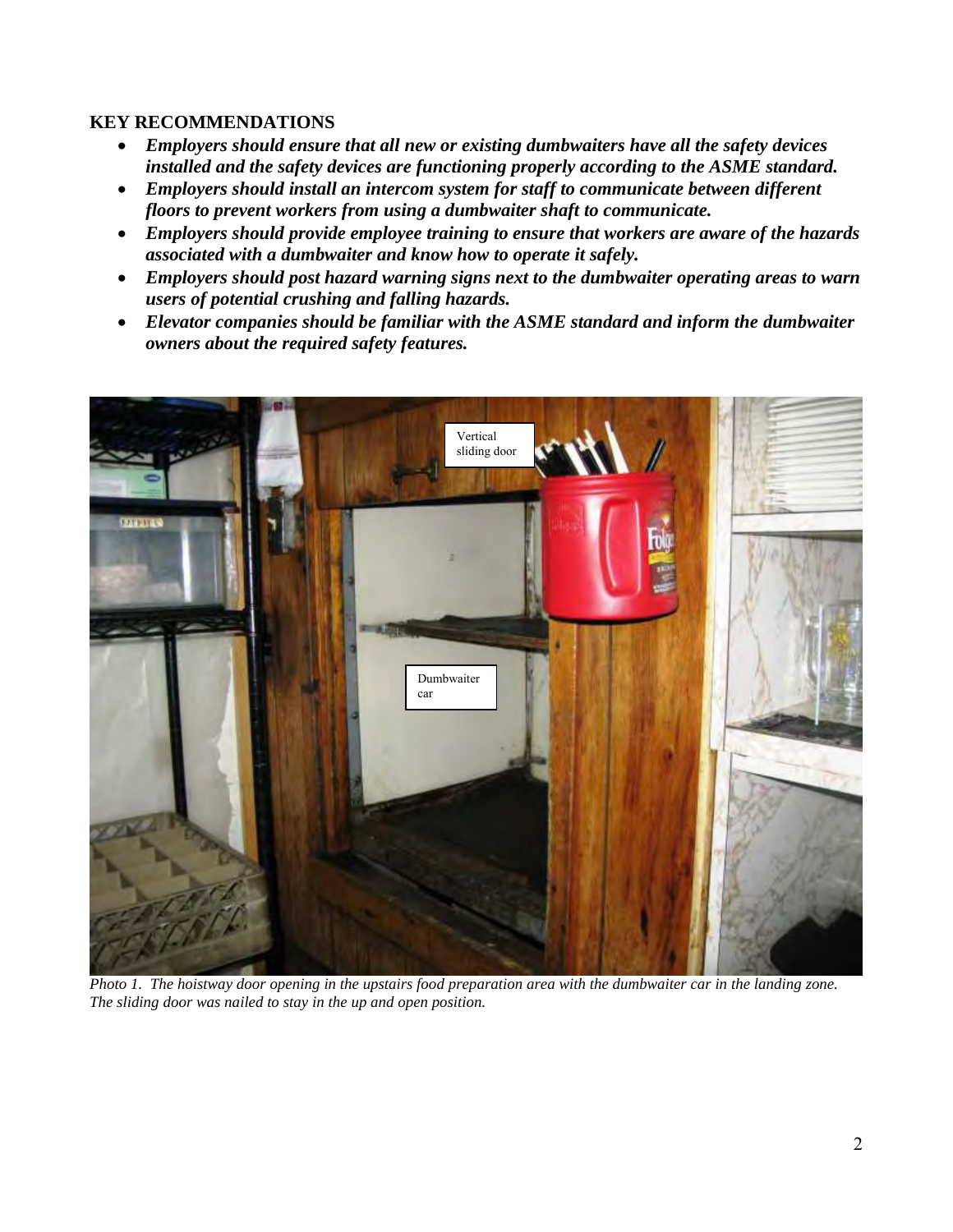## KEY RECOMMENDATIONS

- ***Employers should ensure that all new or existing dumbwaiters have all the safety devices installed and the safety devices are functioning properly according to the ASME standard.***
- ***Employers should install an intercom system for staff to communicate between different floors to prevent workers from using a dumbwaiter shaft to communicate.***
- ***Employers should provide employee training to ensure that workers are aware of the hazards associated with a dumbwaiter and know how to operate it safely.***
- ***Employers should post hazard warning signs next to the dumbwaiter operating areas to warn users of potential crushing and falling hazards.***
- ***Elevator companies should be familiar with the ASME standard and inform the dumbwaiter owners about the required safety features.***

*Photo 1. The hoistway door opening in the upstairs food preparation area with the dumbwaiter car in the landing zone. The sliding door was nailed to stay in the up and open position.*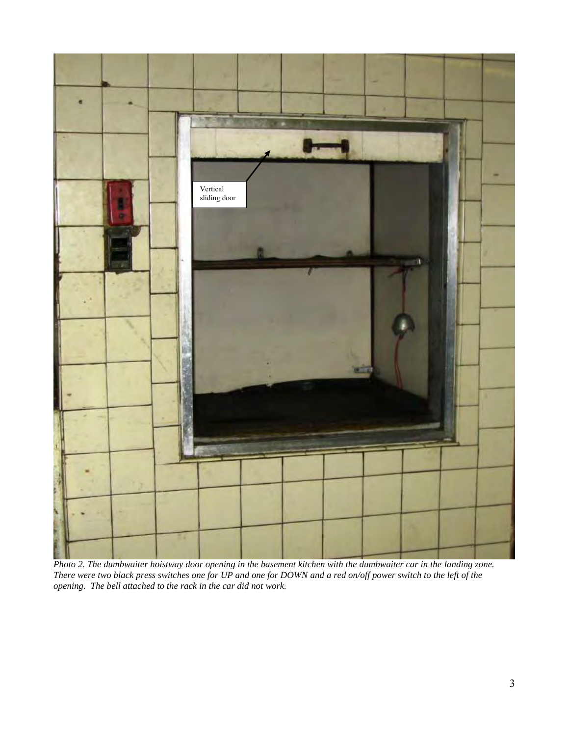Vertical sliding door

*Photo 2. The dumbwaiter hoistway door opening in the basement kitchen with the dumbwaiter car in the landing zone. There were two black press switches one for UP and one for DOWN and a red on/off power switch to the left of the opening. The bell attached to the rack in the car did not work.*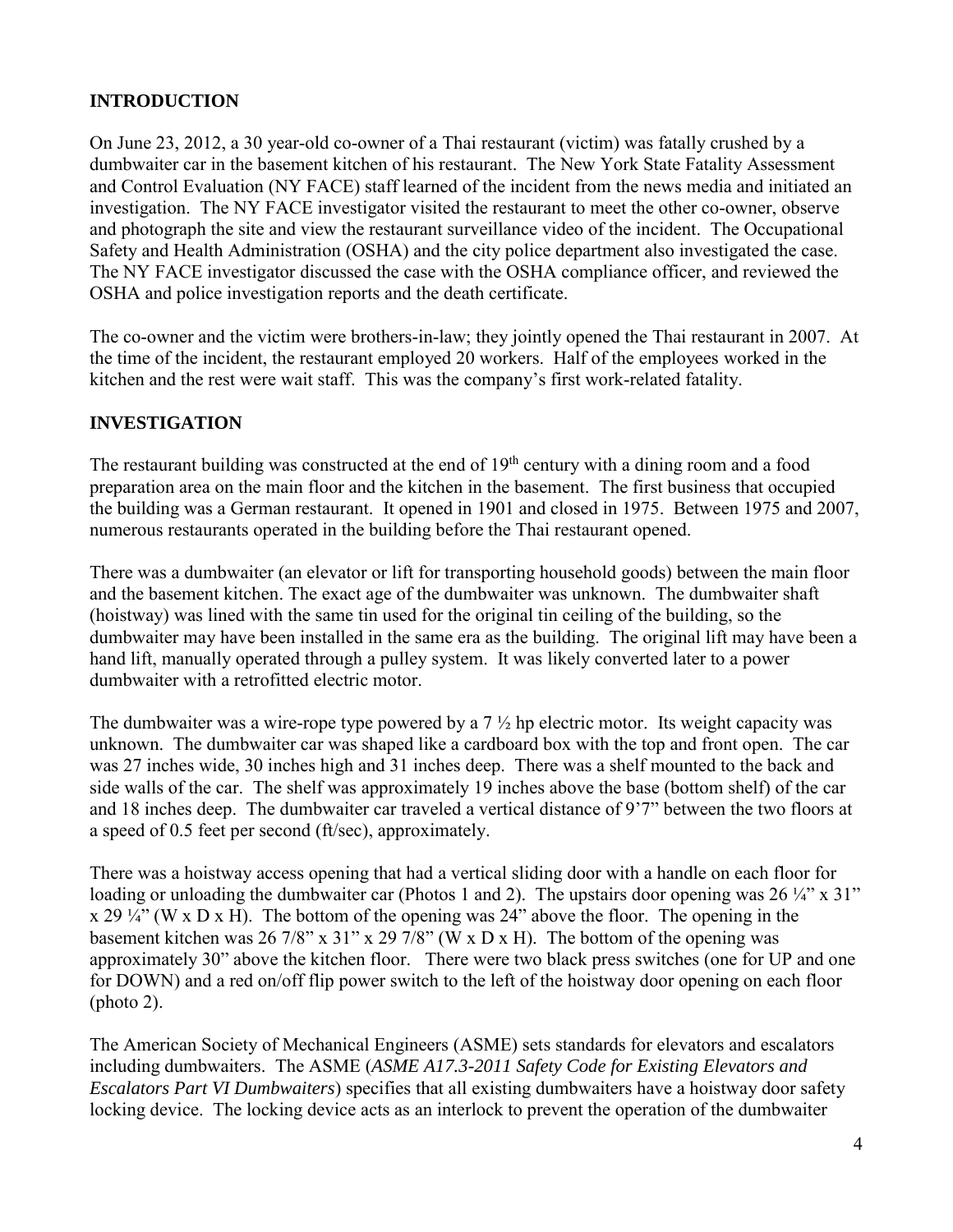## INTRODUCTION

On June 23, 2012, a 30 year-old co-owner of a Thai restaurant (victim) was fatally crushed by a dumbwaiter car in the basement kitchen of his restaurant. The New York State Fatality Assessment and Control Evaluation (NY FACE) staff learned of the incident from the news media and initiated an investigation. The NY FACE investigator visited the restaurant to meet the other co-owner, observe and photograph the site and view the restaurant surveillance video of the incident. The Occupational Safety and Health Administration (OSHA) and the city police department also investigated the case. The NY FACE investigator discussed the case with the OSHA compliance officer, and reviewed the OSHA and police investigation reports and the death certificate.

The co-owner and the victim were brothers-in-law; they jointly opened the Thai restaurant in 2007. At the time of the incident, the restaurant employed 20 workers. Half of the employees worked in the kitchen and the rest were wait staff. This was the company's first work-related fatality.

## INVESTIGATION

The restaurant building was constructed at the end of 19th century with a dining room and a food preparation area on the main floor and the kitchen in the basement. The first business that occupied the building was a German restaurant. It opened in 1901 and closed in 1975. Between 1975 and 2007, numerous restaurants operated in the building before the Thai restaurant opened.

There was a dumbwaiter (an elevator or lift for transporting household goods) between the main floor and the basement kitchen. The exact age of the dumbwaiter was unknown. The dumbwaiter shaft (hoistway) was lined with the same tin used for the original tin ceiling of the building, so the dumbwaiter may have been installed in the same era as the building. The original lift may have been a hand lift, manually operated through a pulley system. It was likely converted later to a power dumbwaiter with a retrofitted electric motor.

The dumbwaiter was a wire-rope type powered by a 7 ½ hp electric motor. Its weight capacity was unknown. The dumbwaiter car was shaped like a cardboard box with the top and front open. The car was 27 inches wide, 30 inches high and 31 inches deep. There was a shelf mounted to the back and side walls of the car. The shelf was approximately 19 inches above the base (bottom shelf) of the car and 18 inches deep. The dumbwaiter car traveled a vertical distance of 9'7" between the two floors at a speed of 0.5 feet per second (ft/sec), approximately.

There was a hoistway access opening that had a vertical sliding door with a handle on each floor for loading or unloading the dumbwaiter car (Photos 1 and 2). The upstairs door opening was 26 ¼" x 31" x 29 ¼" (W x D x H). The bottom of the opening was 24" above the floor. The opening in the basement kitchen was 26 7/8" x 31" x 29 7/8" (W x D x H). The bottom of the opening was approximately 30" above the kitchen floor. There were two black press switches (one for UP and one for DOWN) and a red on/off flip power switch to the left of the hoistway door opening on each floor (photo 2).

The American Society of Mechanical Engineers (ASME) sets standards for elevators and escalators including dumbwaiters. The ASME (*ASME A17.3-2011 Safety Code for Existing Elevators and Escalators Part VI Dumbwaiters*) specifies that all existing dumbwaiters have a hoistway door safety locking device. The locking device acts as an interlock to prevent the operation of the dumbwaiter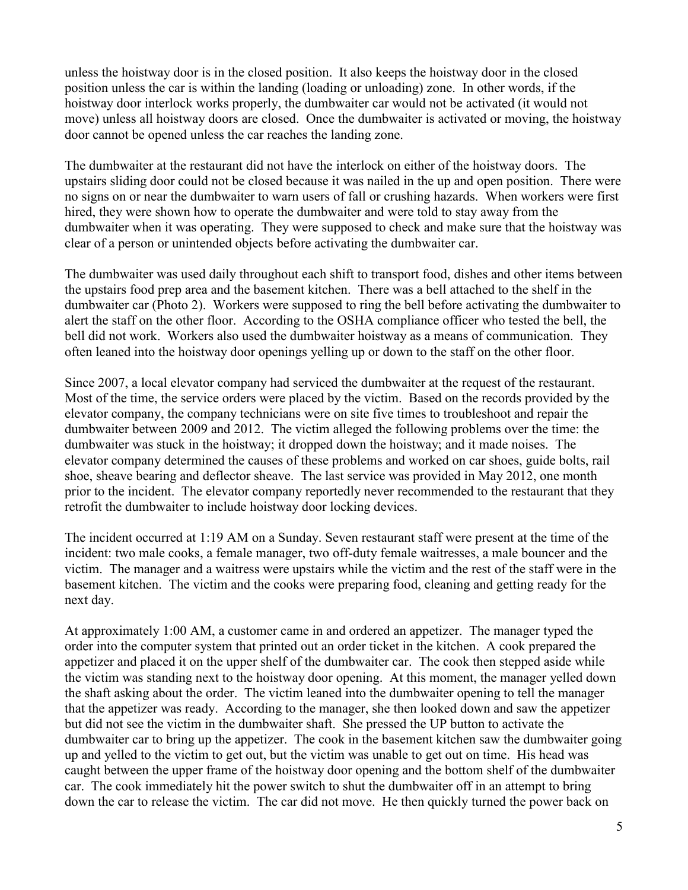unless the hoistway door is in the closed position. It also keeps the hoistway door in the closed position unless the car is within the landing (loading or unloading) zone. In other words, if the hoistway door interlock works properly, the dumbwaiter car would not be activated (it would not move) unless all hoistway doors are closed. Once the dumbwaiter is activated or moving, the hoistway door cannot be opened unless the car reaches the landing zone.

The dumbwaiter at the restaurant did not have the interlock on either of the hoistway doors. The upstairs sliding door could not be closed because it was nailed in the up and open position. There were no signs on or near the dumbwaiter to warn users of fall or crushing hazards. When workers were first hired, they were shown how to operate the dumbwaiter and were told to stay away from the dumbwaiter when it was operating. They were supposed to check and make sure that the hoistway was clear of a person or unintended objects before activating the dumbwaiter car.

The dumbwaiter was used daily throughout each shift to transport food, dishes and other items between the upstairs food prep area and the basement kitchen. There was a bell attached to the shelf in the dumbwaiter car (Photo 2). Workers were supposed to ring the bell before activating the dumbwaiter to alert the staff on the other floor. According to the OSHA compliance officer who tested the bell, the bell did not work. Workers also used the dumbwaiter hoistway as a means of communication. They often leaned into the hoistway door openings yelling up or down to the staff on the other floor.

Since 2007, a local elevator company had serviced the dumbwaiter at the request of the restaurant. Most of the time, the service orders were placed by the victim. Based on the records provided by the elevator company, the company technicians were on site five times to troubleshoot and repair the dumbwaiter between 2009 and 2012. The victim alleged the following problems over the time: the dumbwaiter was stuck in the hoistway; it dropped down the hoistway; and it made noises. The elevator company determined the causes of these problems and worked on car shoes, guide bolts, rail shoe, sheave bearing and deflector sheave. The last service was provided in May 2012, one month prior to the incident. The elevator company reportedly never recommended to the restaurant that they retrofit the dumbwaiter to include hoistway door locking devices.

The incident occurred at 1:19 AM on a Sunday. Seven restaurant staff were present at the time of the incident: two male cooks, a female manager, two off-duty female waitresses, a male bouncer and the victim. The manager and a waitress were upstairs while the victim and the rest of the staff were in the basement kitchen. The victim and the cooks were preparing food, cleaning and getting ready for the next day.

At approximately 1:00 AM, a customer came in and ordered an appetizer. The manager typed the order into the computer system that printed out an order ticket in the kitchen. A cook prepared the appetizer and placed it on the upper shelf of the dumbwaiter car. The cook then stepped aside while the victim was standing next to the hoistway door opening. At this moment, the manager yelled down the shaft asking about the order. The victim leaned into the dumbwaiter opening to tell the manager that the appetizer was ready. According to the manager, she then looked down and saw the appetizer but did not see the victim in the dumbwaiter shaft. She pressed the UP button to activate the dumbwaiter car to bring up the appetizer. The cook in the basement kitchen saw the dumbwaiter going up and yelled to the victim to get out, but the victim was unable to get out on time. His head was caught between the upper frame of the hoistway door opening and the bottom shelf of the dumbwaiter car. The cook immediately hit the power switch to shut the dumbwaiter off in an attempt to bring down the car to release the victim. The car did not move. He then quickly turned the power back on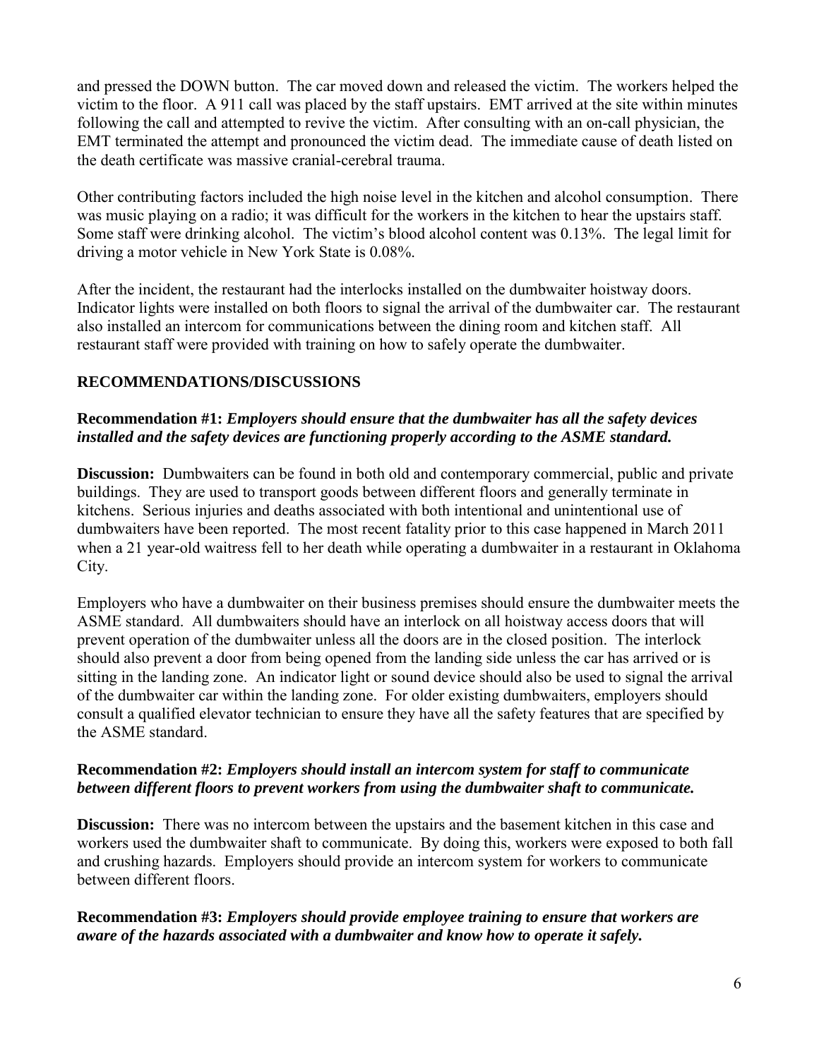and pressed the DOWN button. The car moved down and released the victim. The workers helped the victim to the floor. A 911 call was placed by the staff upstairs. EMT arrived at the site within minutes following the call and attempted to revive the victim. After consulting with an on-call physician, the EMT terminated the attempt and pronounced the victim dead. The immediate cause of death listed on the death certificate was massive cranial-cerebral trauma.

Other contributing factors included the high noise level in the kitchen and alcohol consumption. There was music playing on a radio; it was difficult for the workers in the kitchen to hear the upstairs staff. Some staff were drinking alcohol. The victim's blood alcohol content was 0.13%. The legal limit for driving a motor vehicle in New York State is 0.08%.

After the incident, the restaurant had the interlocks installed on the dumbwaiter hoistway doors. Indicator lights were installed on both floors to signal the arrival of the dumbwaiter car. The restaurant also installed an intercom for communications between the dining room and kitchen staff. All restaurant staff were provided with training on how to safely operate the dumbwaiter.

## RECOMMENDATIONS/DISCUSSIONS

**Recommendation #1:** ***Employers should ensure that the dumbwaiter has all the safety devices installed and the safety devices are functioning properly according to the ASME standard.***

**Discussion:** Dumbwaiters can be found in both old and contemporary commercial, public and private buildings. They are used to transport goods between different floors and generally terminate in kitchens. Serious injuries and deaths associated with both intentional and unintentional use of dumbwaiters have been reported. The most recent fatality prior to this case happened in March 2011 when a 21 year-old waitress fell to her death while operating a dumbwaiter in a restaurant in Oklahoma City.

Employers who have a dumbwaiter on their business premises should ensure the dumbwaiter meets the ASME standard. All dumbwaiters should have an interlock on all hoistway access doors that will prevent operation of the dumbwaiter unless all the doors are in the closed position. The interlock should also prevent a door from being opened from the landing side unless the car has arrived or is sitting in the landing zone. An indicator light or sound device should also be used to signal the arrival of the dumbwaiter car within the landing zone. For older existing dumbwaiters, employers should consult a qualified elevator technician to ensure they have all the safety features that are specified by the ASME standard.

**Recommendation #2:** ***Employers should install an intercom system for staff to communicate between different floors to prevent workers from using the dumbwaiter shaft to communicate.***

**Discussion:** There was no intercom between the upstairs and the basement kitchen in this case and workers used the dumbwaiter shaft to communicate. By doing this, workers were exposed to both fall and crushing hazards. Employers should provide an intercom system for workers to communicate between different floors.

**Recommendation #3:** ***Employers should provide employee training to ensure that workers are aware of the hazards associated with a dumbwaiter and know how to operate it safely.***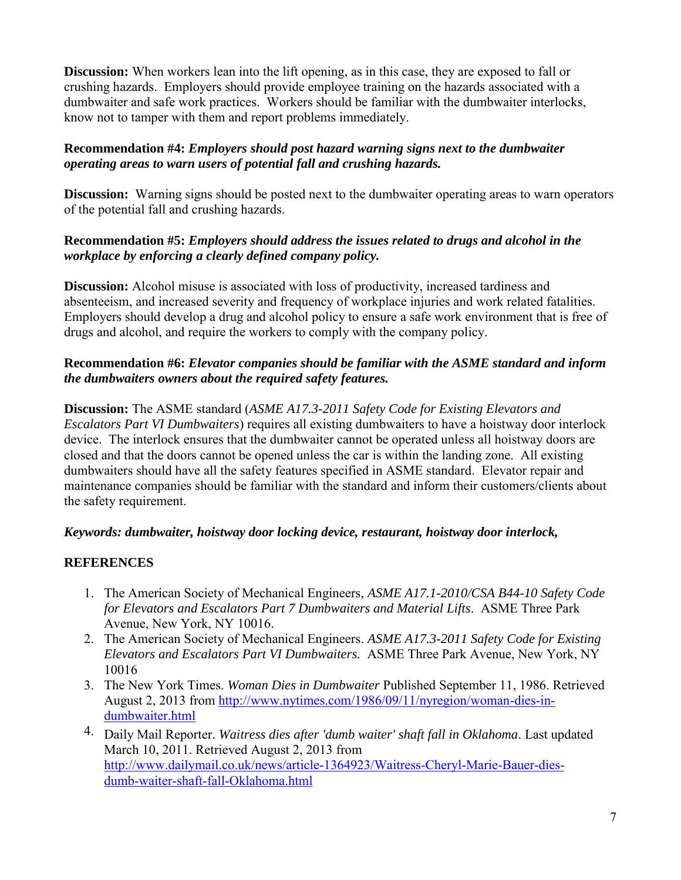**Discussion:** When workers lean into the lift opening, as in this case, they are exposed to fall or crushing hazards. Employers should provide employee training on the hazards associated with a dumbwaiter and safe work practices. Workers should be familiar with the dumbwaiter interlocks, know not to tamper with them and report problems immediately.

**Recommendation #4:** ***Employers should post hazard warning signs next to the dumbwaiter operating areas to warn users of potential fall and crushing hazards.***

**Discussion:** Warning signs should be posted next to the dumbwaiter operating areas to warn operators of the potential fall and crushing hazards.

**Recommendation #5:** ***Employers should address the issues related to drugs and alcohol in the workplace by enforcing a clearly defined company policy.***

**Discussion:** Alcohol misuse is associated with loss of productivity, increased tardiness and absenteeism, and increased severity and frequency of workplace injuries and work related fatalities. Employers should develop a drug and alcohol policy to ensure a safe work environment that is free of drugs and alcohol, and require the workers to comply with the company policy.

**Recommendation #6:** ***Elevator companies should be familiar with the ASME standard and inform the dumbwaiters owners about the required safety features.***

**Discussion:** The ASME standard (*ASME A17.3-2011 Safety Code for Existing Elevators and Escalators Part VI Dumbwaiters*) requires all existing dumbwaiters to have a hoistway door interlock device. The interlock ensures that the dumbwaiter cannot be operated unless all hoistway doors are closed and that the doors cannot be opened unless the car is within the landing zone. All existing dumbwaiters should have all the safety features specified in ASME standard. Elevator repair and maintenance companies should be familiar with the standard and inform their customers/clients about the safety requirement.

***Keywords: dumbwaiter, hoistway door locking device, restaurant, hoistway door interlock,***

## REFERENCES

1. The American Society of Mechanical Engineers, *ASME A17.1-2010/CSA B44-10 Safety Code for Elevators and Escalators Part 7 Dumbwaiters and Material Lifts*. ASME Three Park Avenue, New York, NY 10016.
2. The American Society of Mechanical Engineers. *ASME A17.3-2011 Safety Code for Existing Elevators and Escalators Part VI Dumbwaiters.* ASME Three Park Avenue, New York, NY 10016
3. The New York Times. *Woman Dies in Dumbwaiter* Published September 11, 1986. Retrieved August 2, 2013 from http://www.nytimes.com/1986/09/11/nyregion/woman-dies-in-dumbwaiter.html
4. Daily Mail Reporter. *Waitress dies after 'dumb waiter' shaft fall in Oklahoma*. Last updated March 10, 2011. Retrieved August 2, 2013 from http://www.dailymail.co.uk/news/article-1364923/Waitress-Cheryl-Marie-Bauer-dies-dumb-waiter-shaft-fall-Oklahoma.html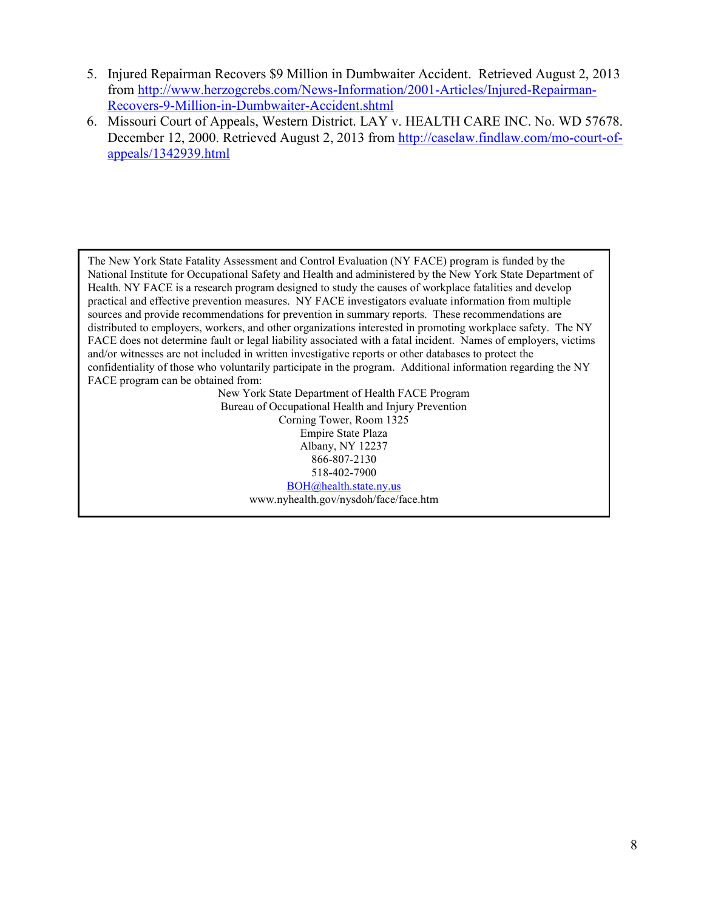5. Injured Repairman Recovers $9 Million in Dumbwaiter Accident. Retrieved August 2, 2013 from [http://www.herzogcrebs.com/News-Information/2001-Articles/Injured-Repairman-Recovers-9-Million-in-Dumbwaiter-Accident.shtml](http://www.herzogcrebs.com/News-Information/2001-Articles/Injured-Repairman-Recovers-9-Million-in-Dumbwaiter-Accident.shtml)
6. Missouri Court of Appeals, Western District. LAY v. HEALTH CARE INC. No. WD 57678. December 12, 2000. Retrieved August 2, 2013 from [http://caselaw.findlaw.com/mo-court-of-appeals/1342939.html](http://caselaw.findlaw.com/mo-court-of-appeals/1342939.html)

---

The New York State Fatality Assessment and Control Evaluation (NY FACE) program is funded by the National Institute for Occupational Safety and Health and administered by the New York State Department of Health. NY FACE is a research program designed to study the causes of workplace fatalities and develop practical and effective prevention measures. NY FACE investigators evaluate information from multiple sources and provide recommendations for prevention in summary reports. These recommendations are distributed to employers, workers, and other organizations interested in promoting workplace safety. The NY FACE does not determine fault or legal liability associated with a fatal incident. Names of employers, victims and/or witnesses are not included in written investigative reports or other databases to protect the confidentiality of those who voluntarily participate in the program. Additional information regarding the NY FACE program can be obtained from:

New York State Department of Health FACE Program
Bureau of Occupational Health and Injury Prevention
Corning Tower, Room 1325
Empire State Plaza
Albany, NY 12237
866-807-2130
518-402-7900
[BOH@health.state.ny.us](mailto:BOH@health.state.ny.us)
www.nyhealth.gov/nysdoh/face/face.htm

---